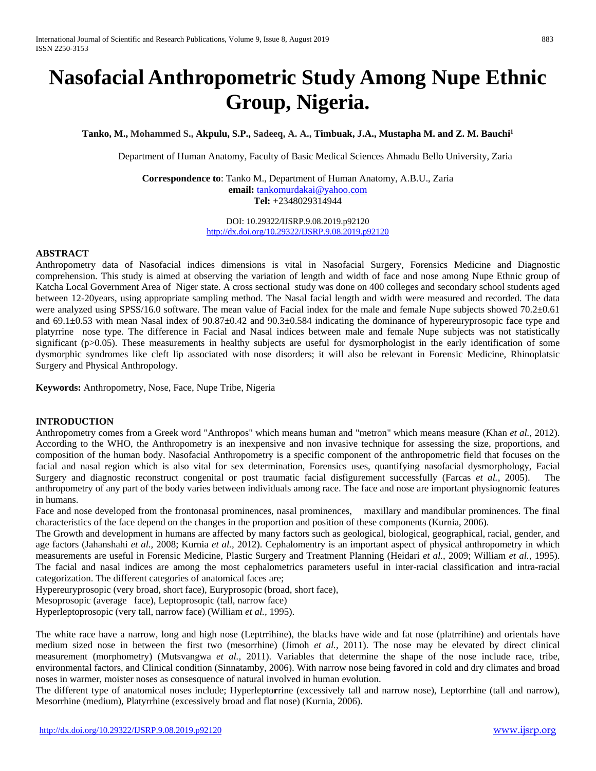# Nasofacial Anthropometric Study Among Nupe Ethnic Group, Nigeria.

**Tanko, M., Mohammed S., Akpulu, S.P., Sadeeq, A. A., Timbuak, J.A., Mustapha M. and Z. M. Bauchi[1]**

Department of Human Anatomy, Faculty of Basic Medical Sciences Ahmadu Bello University, Zaria

**Correspondence to**: Tanko M., Department of Human Anatomy, A.B.U., Zaria
**email:** tankomurdakai@yahoo.com
**Tel:** +2348029314944

DOI: 10.29322/IJSRP.9.08.2019.p92120
http://dx.doi.org/10.29322/IJSRP.9.08.2019.p92120

## ABSTRACT

Anthropometry data of Nasofacial indices dimensions is vital in Nasofacial Surgery, Forensics Medicine and Diagnostic comprehension. This study is aimed at observing the variation of length and width of face and nose among Nupe Ethnic group of Katcha Local Government Area of Niger state. A cross sectional study was done on 400 colleges and secondary school students aged between 12-20years, using appropriate sampling method. The Nasal facial length and width were measured and recorded. The data were analyzed using SPSS/16.0 software. The mean value of Facial index for the male and female Nupe subjects showed 70.2±0.61 and 69.1±0.53 with mean Nasal index of 90.87±0.42 and 90.3±0.584 indicating the dominance of hypereuryprosopic face type and platyrrine nose type. The difference in Facial and Nasal indices between male and female Nupe subjects was not statistically significant ($p>0.05$). These measurements in healthy subjects are useful for dysmorphologist in the early identification of some dysmorphic syndromes like cleft lip associated with nose disorders; it will also be relevant in Forensic Medicine, Rhinoplatsic Surgery and Physical Anthropology.

**Keywords:** Anthropometry, Nose, Face, Nupe Tribe, Nigeria

## INTRODUCTION

Anthropometry comes from a Greek word "Anthropos" which means human and "metron" which means measure (Khan *et al.,* 2012). According to the WHO, the Anthropometry is an inexpensive and non invasive technique for assessing the size, proportions, and composition of the human body. Nasofacial Anthropometry is a specific component of the anthropometric field that focuses on the facial and nasal region which is also vital for sex determination, Forensics uses, quantifying nasofacial dysmorphology, Facial Surgery and diagnostic reconstruct congenital or post traumatic facial disfigurement successfully (Farcas *et al.,* 2005). The anthropometry of any part of the body varies between individuals among race. The face and nose are important physiognomic features in humans.

Face and nose developed from the frontonasal prominences, nasal prominences, maxillary and mandibular prominences. The final characteristics of the face depend on the changes in the proportion and position of these components (Kurnia, 2006).

The Growth and development in humans are affected by many factors such as geological, biological, geographical, racial, gender, and age factors (Jahanshahi *et al.,* 2008; Kurnia *et al.,* 2012). Cephalomentry is an important aspect of physical anthropometry in which measurements are useful in Forensic Medicine, Plastic Surgery and Treatment Planning (Heidari *et al.,* 2009; William *et al.,* 1995). The facial and nasal indices are among the most cephalometrics parameters useful in inter-racial classification and intra-racial categorization. The different categories of anatomical faces are;

Hypereuryprosopic (very broad, short face), Euryprosopic (broad, short face),
Mesoprosopic (average face), Leptoprosopic (tall, narrow face)
Hyperleptoprosopic (very tall, narrow face) (William *et al.,* 1995).

The white race have a narrow, long and high nose (Leptrrihine), the blacks have wide and fat nose (platrrihine) and orientals have medium sized nose in between the first two (mesorrhine) (Jimoh *et al.,* 2011). The nose may be elevated by direct clinical measurement (morphometry) (Mutsvangwa *et al.,* 2011). Variables that determine the shape of the nose include race, tribe, environmental factors, and Clinical condition (Sinnatamby, 2006). With narrow nose being favored in cold and dry climates and broad noses in warmer, moister noses as consequence of natural involved in human evolution.

The different type of anatomical noses include; Hyperleptorrine (excessively tall and narrow nose), Leptorrhine (tall and narrow), Mesorrhine (medium), Platyrrhine (excessively broad and flat nose) (Kurnia, 2006).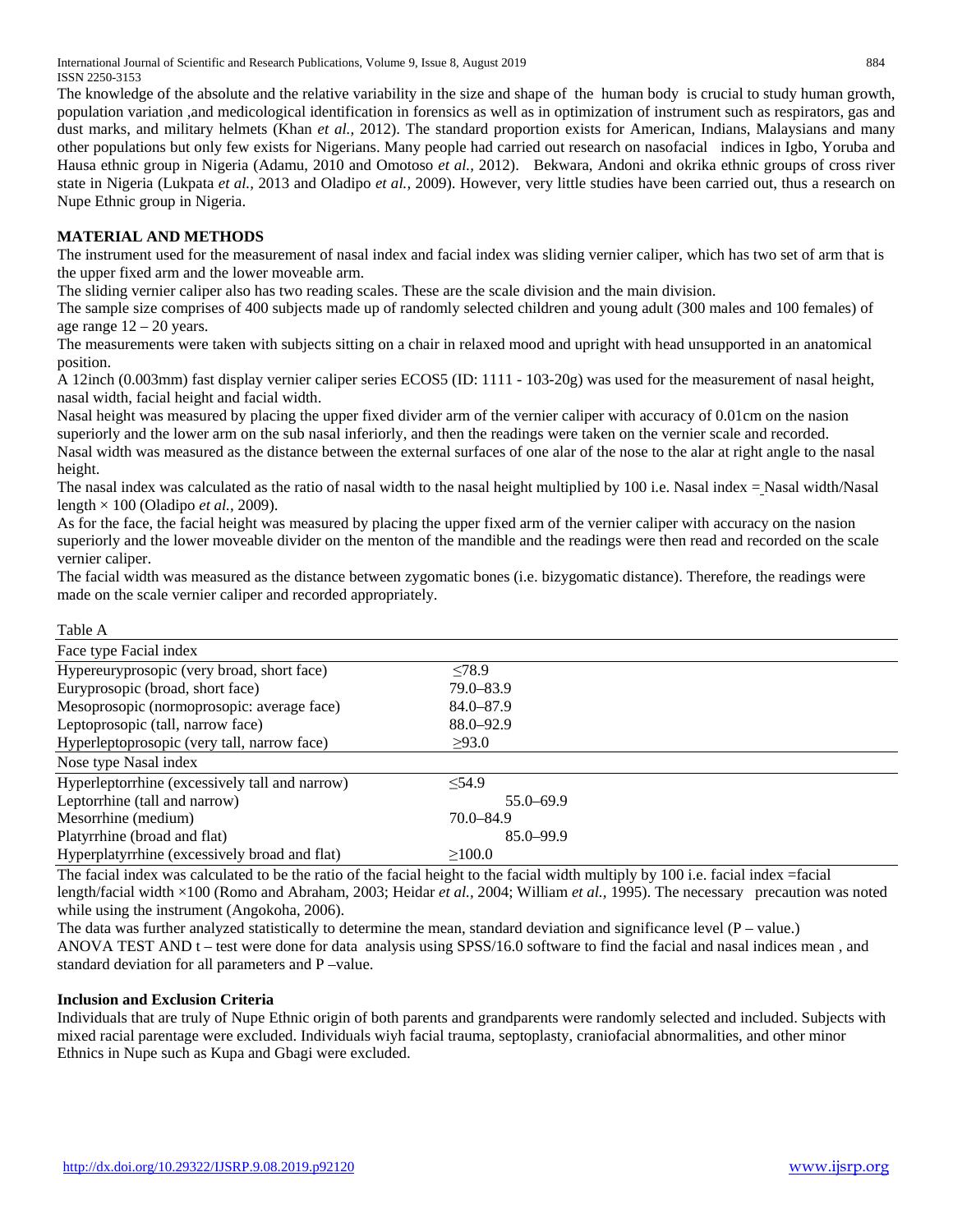The knowledge of the absolute and the relative variability in the size and shape of the human body is crucial to study human growth, population variation ,and medicological identification in forensics as well as in optimization of instrument such as respirators, gas and dust marks, and military helmets (Khan *et al.,* 2012). The standard proportion exists for American, Indians, Malaysians and many other populations but only few exists for Nigerians. Many people had carried out research on nasofacial indices in Igbo, Yoruba and Hausa ethnic group in Nigeria (Adamu, 2010 and Omotoso *et al.,* 2012). Bekwara, Andoni and okrika ethnic groups of cross river state in Nigeria (Lukpata *et al.,* 2013 and Oladipo *et al.,* 2009). However, very little studies have been carried out, thus a research on Nupe Ethnic group in Nigeria.

## MATERIAL AND METHODS

The instrument used for the measurement of nasal index and facial index was sliding vernier caliper, which has two set of arm that is the upper fixed arm and the lower moveable arm.

The sliding vernier caliper also has two reading scales. These are the scale division and the main division.

The sample size comprises of 400 subjects made up of randomly selected children and young adult (300 males and 100 females) of age range 12 – 20 years.

The measurements were taken with subjects sitting on a chair in relaxed mood and upright with head unsupported in an anatomical position.

A 12inch (0.003mm) fast display vernier caliper series ECOS5 (ID: 1111 - 103-20g) was used for the measurement of nasal height, nasal width, facial height and facial width.

Nasal height was measured by placing the upper fixed divider arm of the vernier caliper with accuracy of 0.01cm on the nasion superiorly and the lower arm on the sub nasal inferiorly, and then the readings were taken on the vernier scale and recorded.

Nasal width was measured as the distance between the external surfaces of one alar of the nose to the alar at right angle to the nasal height.

The nasal index was calculated as the ratio of nasal width to the nasal height multiplied by 100 i.e. Nasal index = Nasal width/Nasal length × 100 (Oladipo *et al.,* 2009).

As for the face, the facial height was measured by placing the upper fixed arm of the vernier caliper with accuracy on the nasion superiorly and the lower moveable divider on the menton of the mandible and the readings were then read and recorded on the scale vernier caliper.

The facial width was measured as the distance between zygomatic bones (i.e. bizygomatic distance). Therefore, the readings were made on the scale vernier caliper and recorded appropriately.

Table A

| Face type | Facial index |
|---|---|
| Hypereuryprosopic (very broad, short face) | ≤78.9 |
| Euryprosopic (broad, short face) | 79.0–83.9 |
| Mesoprosopic (normoprosopic: average face) | 84.0–87.9 |
| Leptoprosopic (tall, narrow face) | 88.0–92.9 |
| Hyperleptoprosopic (very tall, narrow face) | ≥93.0 |
| **Nose type** | **Nasal index** |
| Hyperleptorrhine (excessively tall and narrow) | ≤54.9 |
| Leptorrhine (tall and narrow) | 55.0–69.9 |
| Mesorrhine (medium) | 70.0–84.9 |
| Platyrrhine (broad and flat) | 85.0–99.9 |
| Hyperplatyrrhine (excessively broad and flat) | ≥100.0 |

The facial index was calculated to be the ratio of the facial height to the facial width multiply by 100 i.e. facial index =facial length/facial width ×100 (Romo and Abraham, 2003; Heidar *et al.,* 2004; William *et al.,* 1995). The necessary precaution was noted while using the instrument (Angokoha, 2006).

The data was further analyzed statistically to determine the mean, standard deviation and significance level (P – value.)

ANOVA TEST AND t – test were done for data analysis using SPSS/16.0 software to find the facial and nasal indices mean , and standard deviation for all parameters and P –value.

### Inclusion and Exclusion Criteria

Individuals that are truly of Nupe Ethnic origin of both parents and grandparents were randomly selected and included. Subjects with mixed racial parentage were excluded. Individuals wiyh facial trauma, septoplasty, craniofacial abnormalities, and other minor Ethnics in Nupe such as Kupa and Gbagi were excluded.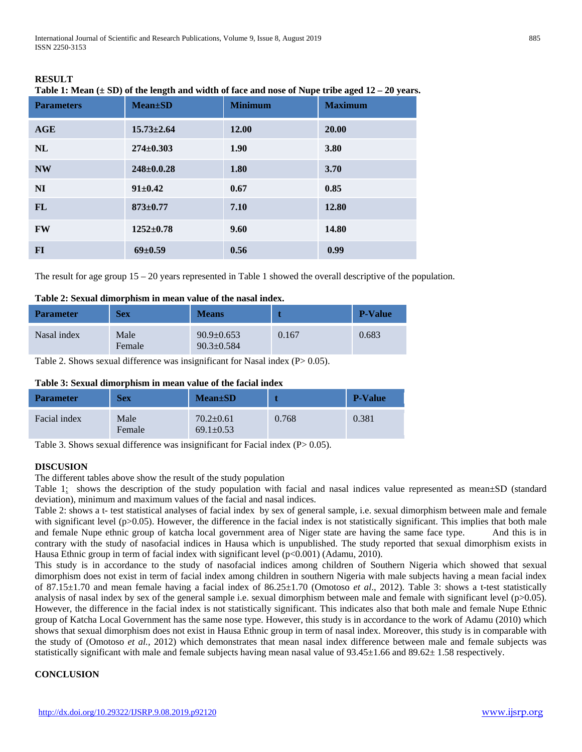**RESULT**

**Table 1: Mean (± SD) of the length and width of face and nose of Nupe tribe aged 12 – 20 years.**

| Parameters | Mean±SD | Minimum | Maximum |
|---|---|---|---|
| AGE | 15.73±2.64 | 12.00 | 20.00 |
| NL | 274±0.303 | 1.90 | 3.80 |
| NW | 248±0.0.28 | 1.80 | 3.70 |
| NI | 91±0.42 | 0.67 | 0.85 |
| FL | 873±0.77 | 7.10 | 12.80 |
| FW | 1252±0.78 | 9.60 | 14.80 |
| FI | 69±0.59 | 0.56 | 0.99 |

The result for age group 15 – 20 years represented in Table 1 showed the overall descriptive of the population.

**Table 2: Sexual dimorphism in mean value of the nasal index.**

| Parameter | Sex | Means | t | P-Value |
|---|---|---|---|---|
| Nasal index | Male<br>Female | 90.9±0.653<br>90.3±0.584 | 0.167 | 0.683 |

Table 2. Shows sexual difference was insignificant for Nasal index (P> 0.05).

**Table 3: Sexual dimorphism in mean value of the facial index**

| Parameter | Sex | Mean±SD | t | P-Value |
|---|---|---|---|---|
| Facial index | Male<br>Female | 70.2±0.61<br>69.1±0.53 | 0.768 | 0.381 |

Table 3. Shows sexual difference was insignificant for Facial index (P> 0.05).

**DISCUSION**

The different tables above show the result of the study population

Table 1: shows the description of the study population with facial and nasal indices value represented as mean±SD (standard deviation), minimum and maximum values of the facial and nasal indices.

Table 2: shows a t- test statistical analyses of facial index by sex of general sample, i.e. sexual dimorphism between male and female with significant level (p>0.05). However, the difference in the facial index is not statistically significant. This implies that both male and female Nupe ethnic group of katcha local government area of Niger state are having the same face type. And this is in contrary with the study of nasofacial indices in Hausa which is unpublished. The study reported that sexual dimorphism exists in Hausa Ethnic group in term of facial index with significant level (p<0.001) (Adamu, 2010).

This study is in accordance to the study of nasofacial indices among children of Southern Nigeria which showed that sexual dimorphism does not exist in term of facial index among children in southern Nigeria with male subjects having a mean facial index of 87.15±1.70 and mean female having a facial index of 86.25±1.70 (Omotoso *et al*., 2012). Table 3: shows a t-test statistically analysis of nasal index by sex of the general sample i.e. sexual dimorphism between male and female with significant level (p>0.05). However, the difference in the facial index is not statistically significant. This indicates also that both male and female Nupe Ethnic group of Katcha Local Government has the same nose type. However, this study is in accordance to the work of Adamu (2010) which shows that sexual dimorphism does not exist in Hausa Ethnic group in term of nasal index. Moreover, this study is in comparable with the study of (Omotoso *et al.*, 2012) which demonstrates that mean nasal index difference between male and female subjects was statistically significant with male and female subjects having mean nasal value of 93.45±1.66 and 89.62± 1.58 respectively.

**CONCLUSION**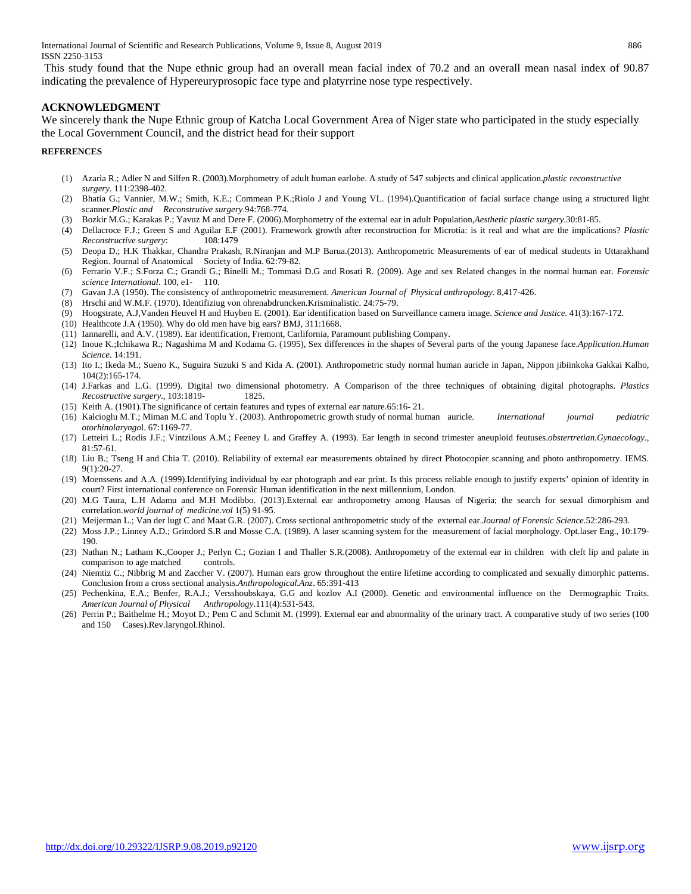This study found that the Nupe ethnic group had an overall mean facial index of 70.2 and an overall mean nasal index of 90.87 indicating the prevalence of Hypereuryprosopic face type and platyrrine nose type respectively.

## ACKNOWLEDGMENT

We sincerely thank the Nupe Ethnic group of Katcha Local Government Area of Niger state who participated in the study especially the Local Government Council, and the district head for their support

## REFERENCES

(1) Azaria R.; Adler N and Silfen R. (2003).Morphometry of adult human earlobe. A study of 547 subjects and clinical application.*plastic reconstructive surgery*. 111:2398-402.

(2) Bhatia G.; Vannier, M.W.; Smith, K.E.; Commean P.K.;Riolo J and Young VL. (1994).Quantification of facial surface change using a structured light scanner.*Plastic and Reconstrutive surgery*.94:768-774.

(3) Bozkir M.G.; Karakas P.; Yavuz M and Dere F. (2006).Morphometry of the external ear in adult Population,*Aesthetic plastic surgery*.30:81-85.

(4) Dellacroce F.J.; Green S and Aguilar E.F (2001). Framework growth after reconstruction for Microtia: is it real and what are the implications? *Plastic Reconstructive surgery*: 108:1479

(5) Deopa D.; H.K Thakkar, Chandra Prakash, R.Niranjan and M.P Barua.(2013). Anthropometric Measurements of ear of medical students in Uttarakhand Region. Journal of Anatomical Society of India. 62:79-82.

(6) Ferrario V.F.; S.Forza C.; Grandi G.; Binelli M.; Tommasi D.G and Rosati R. (2009). Age and sex Related changes in the normal human ear. *Forensic science International*. 100, e1- 110.

(7) Gavan J.A (1950). The consistency of anthropometric measurement. *American Journal of Physical anthropology*. 8,417-426.

(8) Hrschi and W.M.F. (1970). Identifiziug von ohrenabdruncken.Krisminalistic. 24:75-79.

(9) Hoogstrate, A.J,Vanden Heuvel H and Huyben E. (2001). Ear identification based on Surveillance camera image. *Science and Justice*. 41(3):167-172.

(10) Healthcote J.A (1950). Why do old men have big ears? BMJ, 311:1668.

(11) Iannarelli, and A.V. (1989). Ear identification, Fremont, Carlifornia, Paramount publishing Company.

(12) Inoue K.;Ichikawa R.; Nagashima M and Kodama G. (1995), Sex differences in the shapes of Several parts of the young Japanese face.*Application.Human Science*. 14:191.

(13) Ito I.; Ikeda M.; Sueno K., Suguira Suzuki S and Kida A. (2001). Anthropometric study normal human auricle in Japan, Nippon jibiinkoka Gakkai Kalho, 104(2):165-174.

(14) J.Farkas and L.G. (1999). Digital two dimensional photometry. A Comparison of the three techniques of obtaining digital photographs. *Plastics Recostructive surgery*., 103:1819- 1825.

(15) Keith A. (1901).The significance of certain features and types of external ear nature.65:16- 21.

(16) Kalcioglu M.T.; Miman M.C and Toplu Y. (2003). Anthropometric growth study of normal human auricle. *International journal pediatric otorhinolaryngol*. 67:1169-77.

(17) Letteiri L.; Rodis J.F.; Vintzilous A.M.; Feeney L and Graffey A. (1993). Ear length in second trimester aneuploid feutuses.*obstertretian.Gynaecology*., 81:57-61.

(18) Liu B.; Tseng H and Chia T. (2010). Reliability of external ear measurements obtained by direct Photocopier scanning and photo anthropometry. IEMS. 9(1):20-27.

(19) Moenssens and A.A. (1999).Identifying individual by ear photograph and ear print. Is this process reliable enough to justify experts' opinion of identity in court? First international conference on Forensic Human identification in the next millennium, London.

(20) M.G Taura, L.H Adamu and M.H Modibbo. (2013).External ear anthropometry among Hausas of Nigeria; the search for sexual dimorphism and correlation.*world journal of medicine.vol* 1(5) 91-95.

(21) Meijerman L.; Van der lugt C and Maat G.R. (2007). Cross sectional anthropometric study of the external ear.*Journal of Forensic Science*.52:286-293.

(22) Moss J.P.; Linney A.D.; Grindord S.R and Mosse C.A. (1989). A laser scanning system for the measurement of facial morphology. Opt.laser Eng., 10:179-190.

(23) Nathan N.; Latham K.,Cooper J.; Perlyn C.; Gozian I and Thaller S.R.(2008). Anthropometry of the external ear in children with cleft lip and palate in comparison to age matched controls.

(24) Niemtiz C.; Nibbrig M and Zaccher V. (2007). Human ears grow throughout the entire lifetime according to complicated and sexually dimorphic patterns. Conclusion from a cross sectional analysis.*Anthropological.Anz*. 65:391-413

(25) Pechenkina, E.A.; Benfer, R.A.J.; Versshoubskaya, G.G and kozlov A.I (2000). Genetic and environmental influence on the Dermographic Traits. *American Journal of Physical Anthropology*.111(4):531-543.

(26) Perrin P.; Baithelme H.; Moyot D.; Pem C and Schmit M. (1999). External ear and abnormality of the urinary tract. A comparative study of two series (100 and 150 Cases).Rev.laryngol.Rhinol.